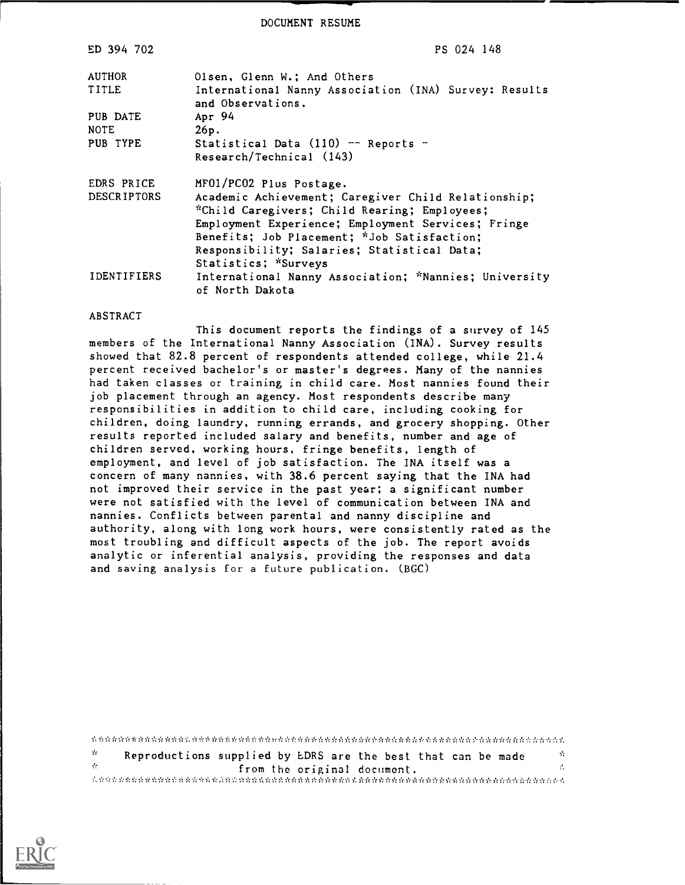DOCUMENT RESUME

| | |
|---|---|
| ED 394 702 | PS 024 148 |
| AUTHOR | Olsen, Glenn W.; And Others |
| TITLE | International Nanny Association (INA) Survey: Results and Observations. |
| PUB DATE | Apr 94 |
| NOTE | 26p. |
| PUB TYPE | Statistical Data (110) -- Reports - Research/Technical (143) |
| EDRS PRICE | MF01/PC02 Plus Postage. |
| DESCRIPTORS | Academic Achievement; Caregiver Child Relationship; *Child Caregivers; Child Rearing; Employees; Employment Experience; Employment Services; Fringe Benefits; Job Placement; *Job Satisfaction; Responsibility; Salaries; Statistical Data; Statistics; *Surveys |
| IDENTIFIERS | International Nanny Association; *Nannies; University of North Dakota |

ABSTRACT

This document reports the findings of a survey of 145 members of the International Nanny Association (INA). Survey results showed that 82.8 percent of respondents attended college, while 21.4 percent received bachelor's or master's degrees. Many of the nannies had taken classes or training in child care. Most nannies found their job placement through an agency. Most respondents describe many responsibilities in addition to child care, including cooking for children, doing laundry, running errands, and grocery shopping. Other results reported included salary and benefits, number and age of children served, working hours, fringe benefits, length of employment, and level of job satisfaction. The INA itself was a concern of many nannies, with 38.6 percent saying that the INA had not improved their service in the past year; a significant number were not satisfied with the level of communication between INA and nannies. Conflicts between parental and nanny discipline and authority, along with long work hours, were consistently rated as the most troubling and difficult aspects of the job. The report avoids analytic or inferential analysis, providing the responses and data and saving analysis for a future publication. (BGC)

***********************************************************************

* Reproductions supplied by EDRS are the best that can be made *
* from the original document. *

***********************************************************************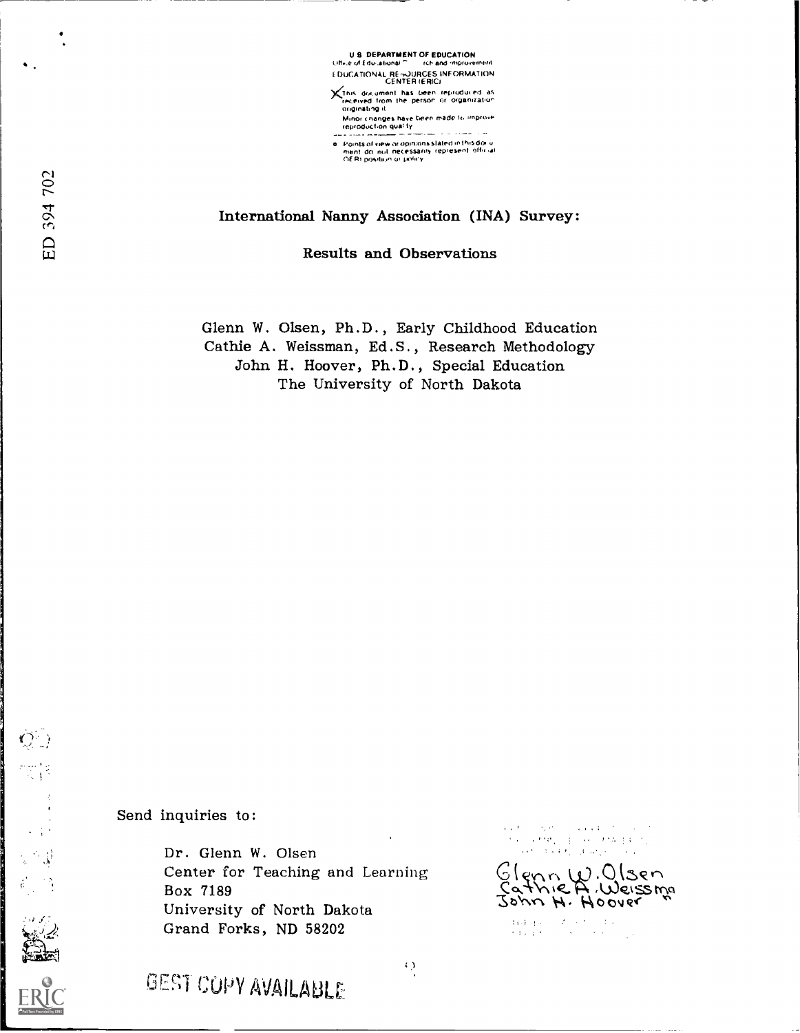U.S. DEPARTMENT OF EDUCATION
Office of Educational Research and Improvement
EDUCATIONAL RESOURCES INFORMATION CENTER (ERIC)

This document has been reproduced as received from the person or organization originating it.

Minor changes have been made to improve reproduction quality.

Points of view or opinions stated in this document do not necessarily represent official OERI position or policy.

ED 394 702

# International Nanny Association (INA) Survey:

## Results and Observations

Glenn W. Olsen, Ph.D., Early Childhood Education
Cathie A. Weissman, Ed.S., Research Methodology
John H. Hoover, Ph.D., Special Education
The University of North Dakota

Send inquiries to:

Dr. Glenn W. Olsen
Center for Teaching and Learning
Box 7189
University of North Dakota
Grand Forks, ND 58202

Glenn W. Olsen
Cathie A. Weissman
John H. Hoover

BEST COPY AVAILABLE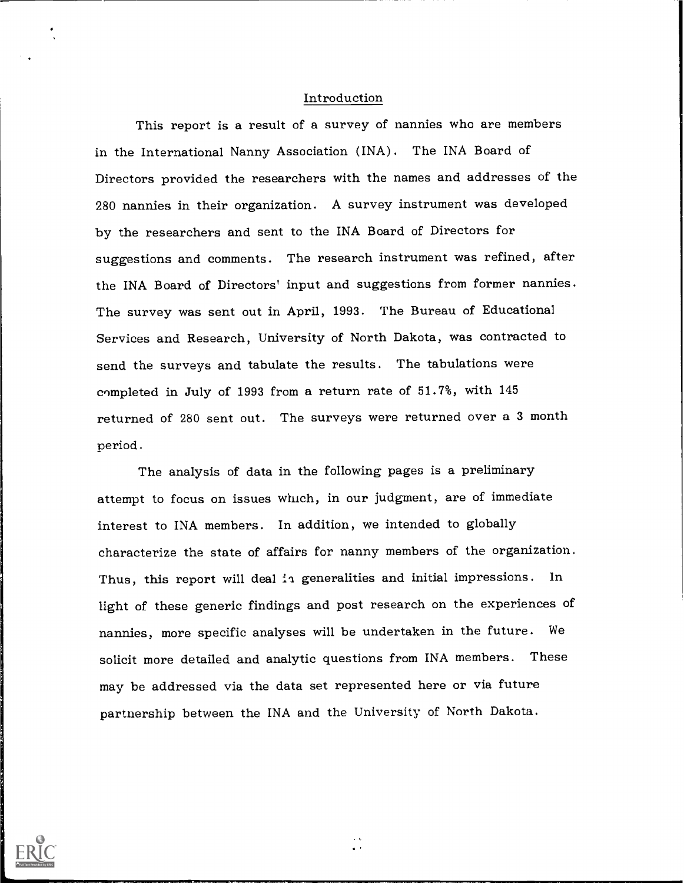## Introduction

This report is a result of a survey of nannies who are members in the International Nanny Association (INA). The INA Board of Directors provided the researchers with the names and addresses of the 280 nannies in their organization. A survey instrument was developed by the researchers and sent to the INA Board of Directors for suggestions and comments. The research instrument was refined, after the INA Board of Directors' input and suggestions from former nannies. The survey was sent out in April, 1993. The Bureau of Educational Services and Research, University of North Dakota, was contracted to send the surveys and tabulate the results. The tabulations were completed in July of 1993 from a return rate of 51.7%, with 145 returned of 280 sent out. The surveys were returned over a 3 month period.

The analysis of data in the following pages is a preliminary attempt to focus on issues which, in our judgment, are of immediate interest to INA members. In addition, we intended to globally characterize the state of affairs for nanny members of the organization. Thus, this report will deal in generalities and initial impressions. In light of these generic findings and post research on the experiences of nannies, more specific analyses will be undertaken in the future. We solicit more detailed and analytic questions from INA members. These may be addressed via the data set represented here or via future partnership between the INA and the University of North Dakota.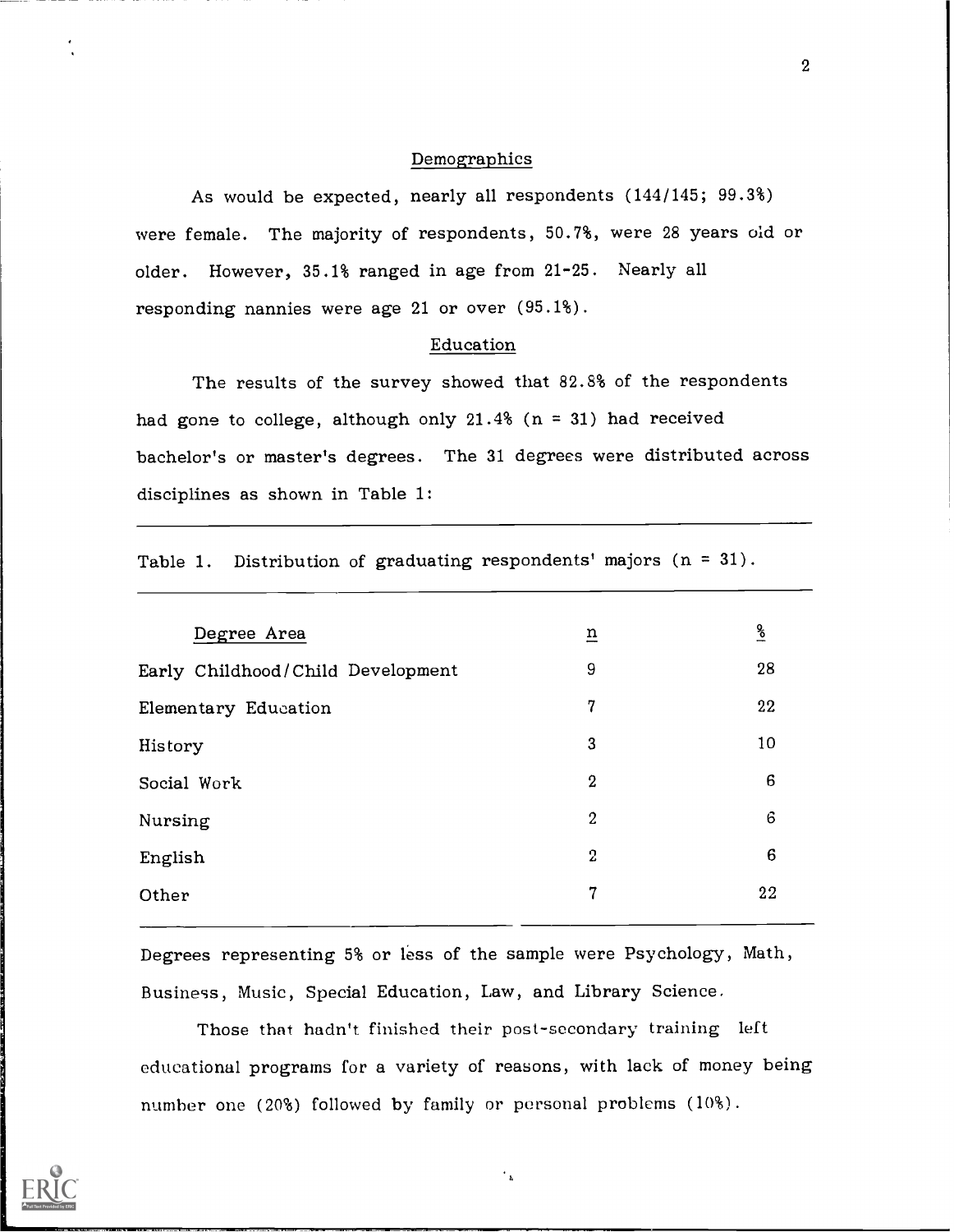## Demographics

As would be expected, nearly all respondents (144/145; 99.3%) were female. The majority of respondents, 50.7%, were 28 years old or older. However, 35.1% ranged in age from 21-25. Nearly all responding nannies were age 21 or over (95.1%).

## Education

The results of the survey showed that 82.8% of the respondents had gone to college, although only 21.4% (n = 31) had received bachelor's or master's degrees. The 31 degrees were distributed across disciplines as shown in Table 1:

Table 1. Distribution of graduating respondents' majors (n = 31).

| Degree Area | n | % |
|---|---|---|
| Early Childhood/Child Development | 9 | 28 |
| Elementary Education | 7 | 22 |
| History | 3 | 10 |
| Social Work | 2 | 6 |
| Nursing | 2 | 6 |
| English | 2 | 6 |
| Other | 7 | 22 |

Degrees representing 5% or less of the sample were Psychology, Math, Business, Music, Special Education, Law, and Library Science.

Those that hadn't finished their post-secondary training left educational programs for a variety of reasons, with lack of money being number one (20%) followed by family or personal problems (10%).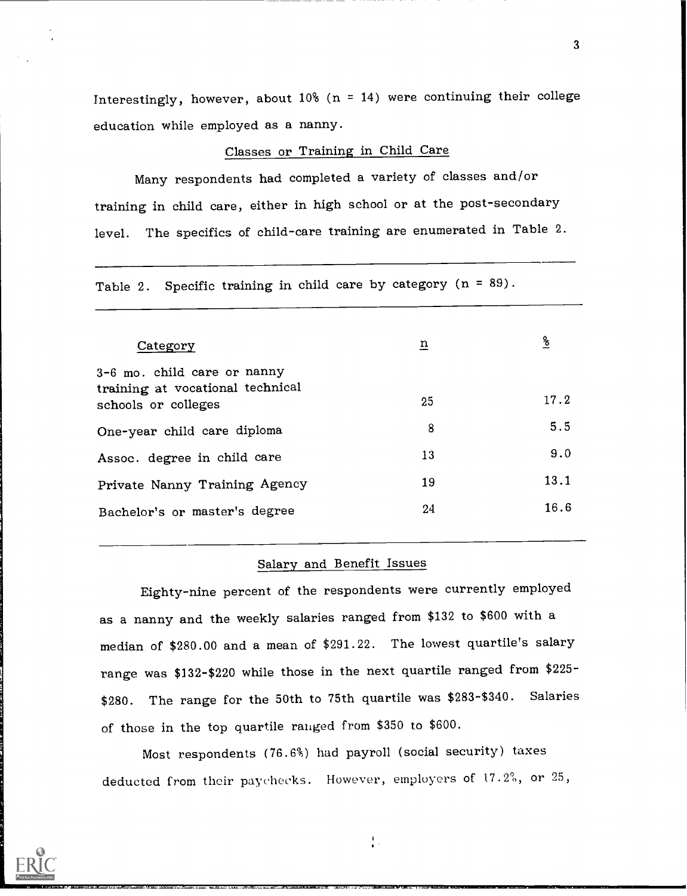Interestingly, however, about 10% (n = 14) were continuing their college education while employed as a nanny.

### Classes or Training in Child Care

Many respondents had completed a variety of classes and/or training in child care, either in high school or at the post-secondary level. The specifics of child-care training are enumerated in Table 2.

Table 2. Specific training in child care by category (n = 89).

| Category | n | % |
|---|---|---|
| 3-6 mo. child care or nanny training at vocational technical schools or colleges | 25 | 17.2 |
| One-year child care diploma | 8 | 5.5 |
| Assoc. degree in child care | 13 | 9.0 |
| Private Nanny Training Agency | 19 | 13.1 |
| Bachelor's or master's degree | 24 | 16.6 |

### Salary and Benefit Issues

Eighty-nine percent of the respondents were currently employed as a nanny and the weekly salaries ranged from $132 to $600 with a median of $280.00 and a mean of $291.22. The lowest quartile's salary range was $132-$220 while those in the next quartile ranged from $225-$280. The range for the 50th to 75th quartile was $283-$340. Salaries of those in the top quartile ranged from $350 to $600.

Most respondents (76.6%) had payroll (social security) taxes deducted from their paychecks. However, employers of 17.2%, or 25,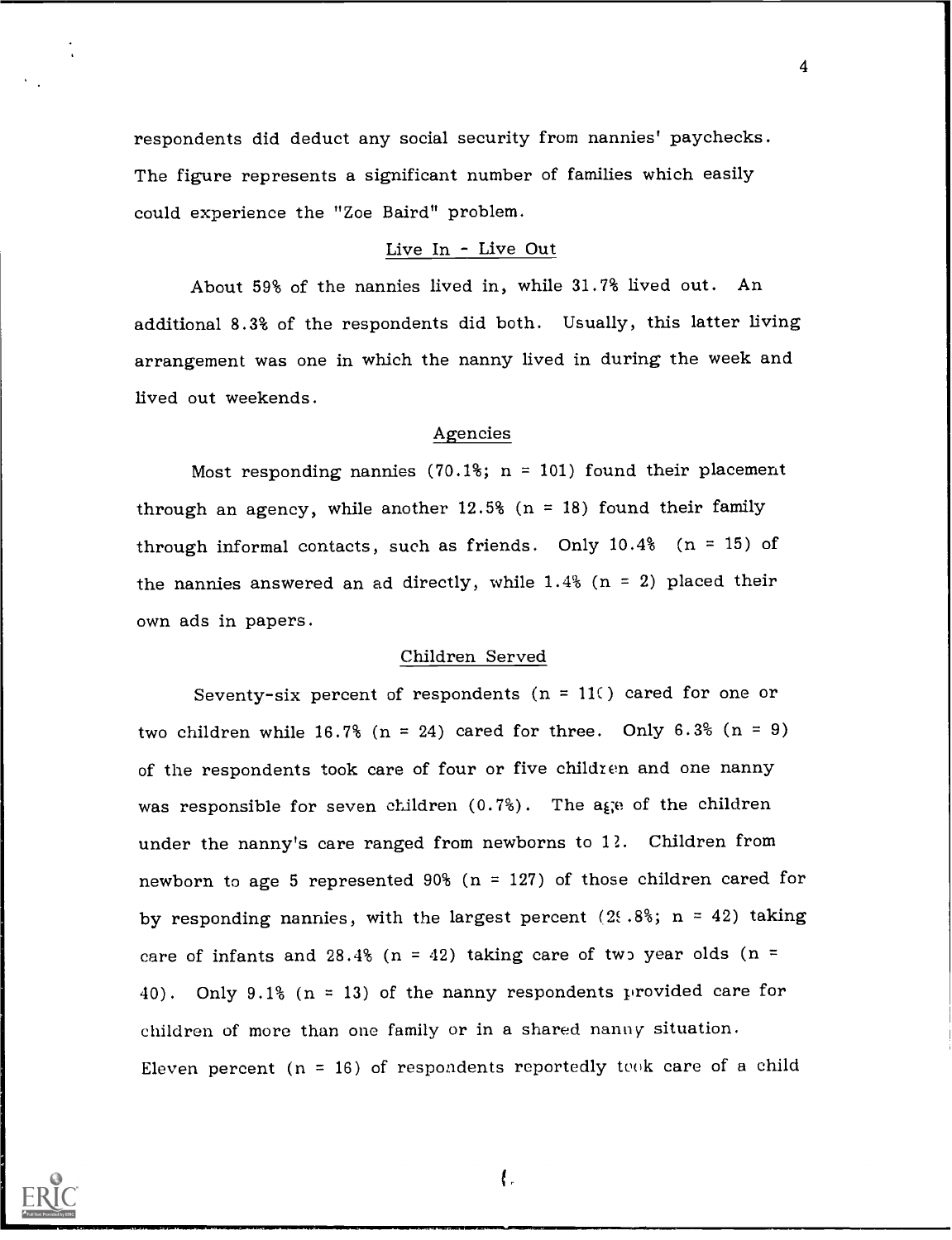respondents did deduct any social security from nannies' paychecks. The figure represents a significant number of families which easily could experience the "Zoe Baird" problem.

## Live In - Live Out

About 59% of the nannies lived in, while 31.7% lived out. An additional 8.3% of the respondents did both. Usually, this latter living arrangement was one in which the nanny lived in during the week and lived out weekends.

## Agencies

Most responding nannies (70.1%; n = 101) found their placement through an agency, while another 12.5% (n = 18) found their family through informal contacts, such as friends. Only 10.4% (n = 15) of the nannies answered an ad directly, while 1.4% (n = 2) placed their own ads in papers.

## Children Served

Seventy-six percent of respondents (n = 110) cared for one or two children while 16.7% (n = 24) cared for three. Only 6.3% (n = 9) of the respondents took care of four or five children and one nanny was responsible for seven children (0.7%). The age of the children under the nanny's care ranged from newborns to 12. Children from newborn to age 5 represented 90% (n = 127) of those children cared for by responding nannies, with the largest percent (29.8%; n = 42) taking care of infants and 28.4% (n = 42) taking care of two year olds (n = 40). Only 9.1% (n = 13) of the nanny respondents provided care for children of more than one family or in a shared nanny situation. Eleven percent (n = 16) of respondents reportedly took care of a child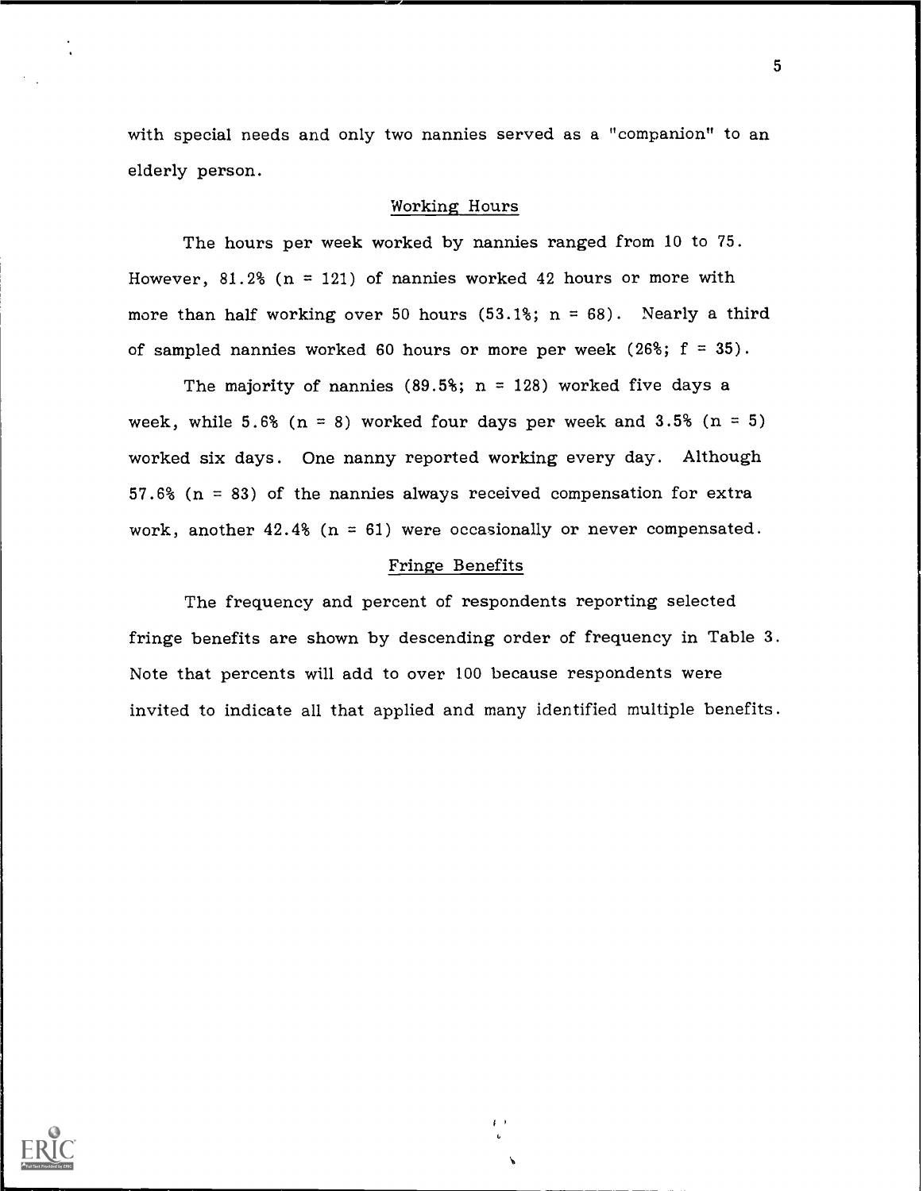with special needs and only two nannies served as a "companion" to an elderly person.

## Working Hours

The hours per week worked by nannies ranged from 10 to 75. However, 81.2% (n = 121) of nannies worked 42 hours or more with more than half working over 50 hours (53.1%; n = 68). Nearly a third of sampled nannies worked 60 hours or more per week (26%; f = 35).

The majority of nannies (89.5%; n = 128) worked five days a week, while 5.6% (n = 8) worked four days per week and 3.5% (n = 5) worked six days. One nanny reported working every day. Although 57.6% (n = 83) of the nannies always received compensation for extra work, another 42.4% (n = 61) were occasionally or never compensated.

## Fringe Benefits

The frequency and percent of respondents reporting selected fringe benefits are shown by descending order of frequency in Table 3. Note that percents will add to over 100 because respondents were invited to indicate all that applied and many identified multiple benefits.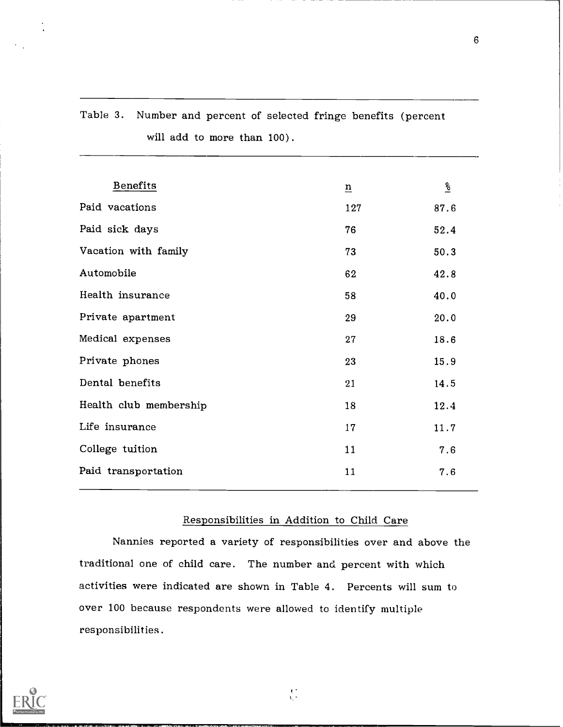Table 3. Number and percent of selected fringe benefits (percent will add to more than 100).

| Benefits | n | % |
|---|---|---|
| Paid vacations | 127 | 87.6 |
| Paid sick days | 76 | 52.4 |
| Vacation with family | 73 | 50.3 |
| Automobile | 62 | 42.8 |
| Health insurance | 58 | 40.0 |
| Private apartment | 29 | 20.0 |
| Medical expenses | 27 | 18.6 |
| Private phones | 23 | 15.9 |
| Dental benefits | 21 | 14.5 |
| Health club membership | 18 | 12.4 |
| Life insurance | 17 | 11.7 |
| College tuition | 11 | 7.6 |
| Paid transportation | 11 | 7.6 |

## Responsibilities in Addition to Child Care

Nannies reported a variety of responsibilities over and above the traditional one of child care. The number and percent with which activities were indicated are shown in Table 4. Percents will sum to over 100 because respondents were allowed to identify multiple responsibilities.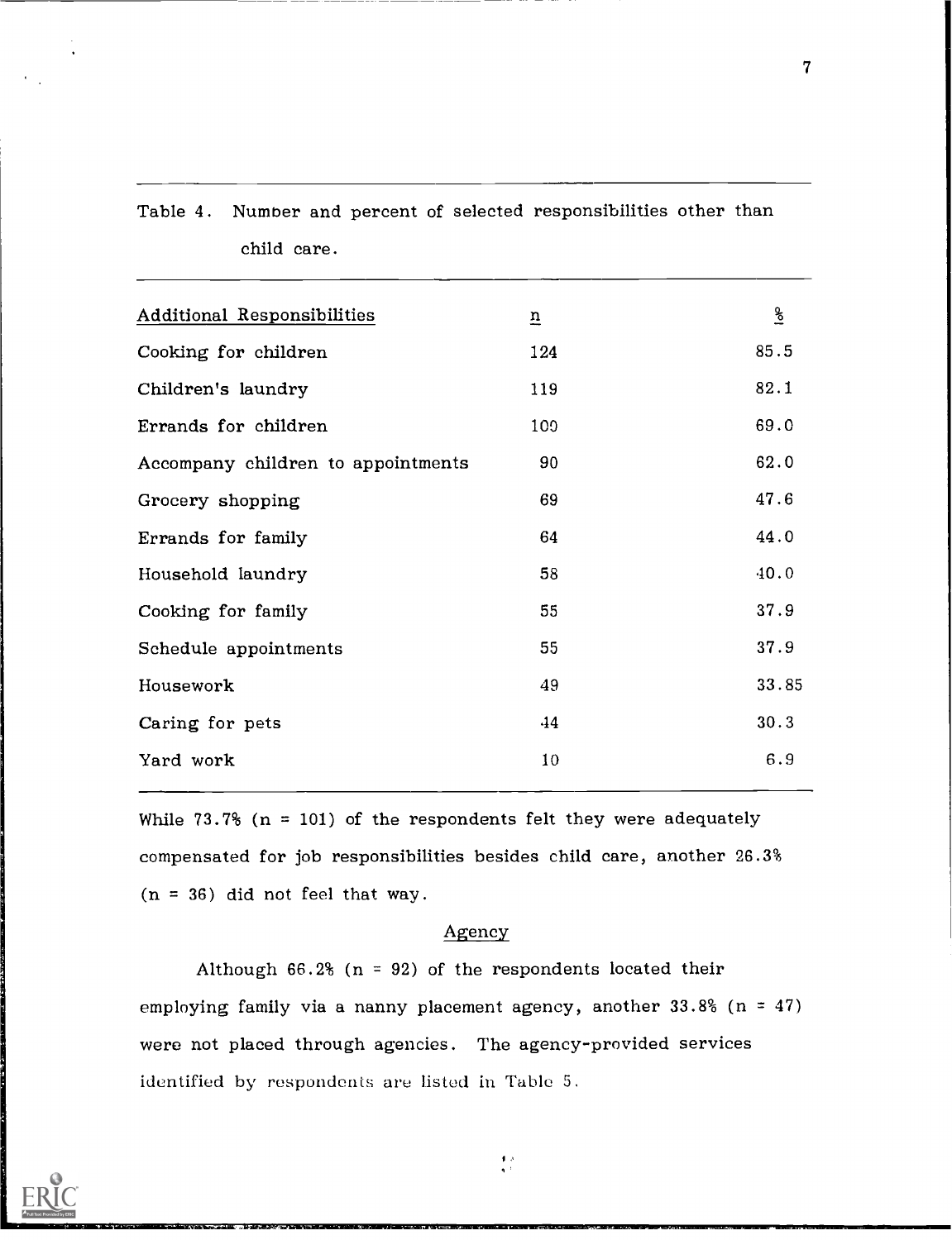Table 4. Number and percent of selected responsibilities other than child care.

| Additional Responsibilities | n | % |
|---|---|---|
| Cooking for children | 124 | 85.5 |
| Children's laundry | 119 | 82.1 |
| Errands for children | 100 | 69.0 |
| Accompany children to appointments | 90 | 62.0 |
| Grocery shopping | 69 | 47.6 |
| Errands for family | 64 | 44.0 |
| Household laundry | 58 | 40.0 |
| Cooking for family | 55 | 37.9 |
| Schedule appointments | 55 | 37.9 |
| Housework | 49 | 33.85 |
| Caring for pets | 44 | 30.3 |
| Yard work | 10 | 6.9 |

While 73.7% (n = 101) of the respondents felt they were adequately compensated for job responsibilities besides child care, another 26.3% (n = 36) did not feel that way.

## Agency

Although 66.2% (n = 92) of the respondents located their employing family via a nanny placement agency, another 33.8% (n = 47) were not placed through agencies. The agency-provided services identified by respondents are listed in Table 5.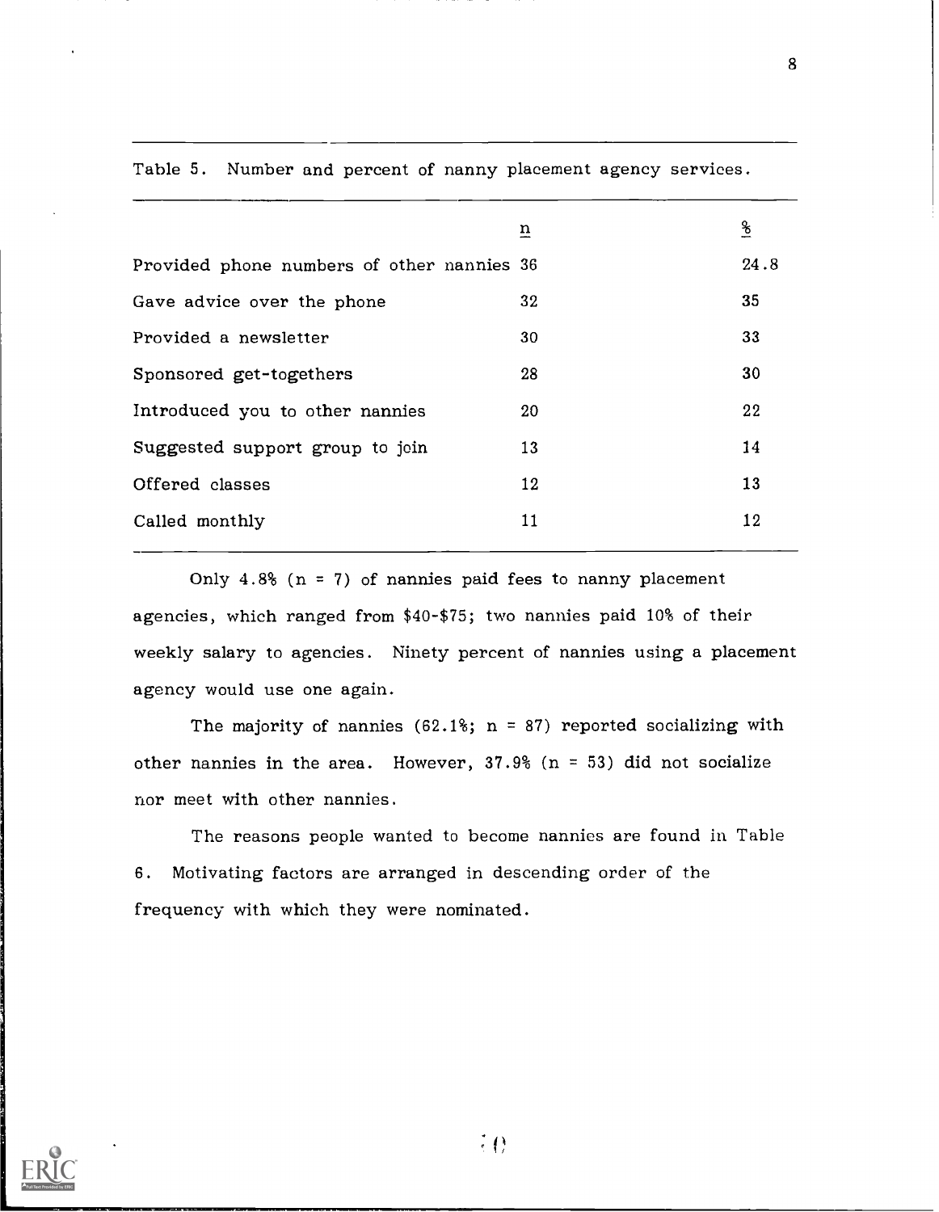Table 5. Number and percent of nanny placement agency services.

| | n | % |
|---|---|---|
| Provided phone numbers of other nannies | 36 | 24.8 |
| Gave advice over the phone | 32 | 35 |
| Provided a newsletter | 30 | 33 |
| Sponsored get-togethers | 28 | 30 |
| Introduced you to other nannies | 20 | 22 |
| Suggested support group to join | 13 | 14 |
| Offered classes | 12 | 13 |
| Called monthly | 11 | 12 |

Only 4.8% (n = 7) of nannies paid fees to nanny placement agencies, which ranged from $40-$75; two nannies paid 10% of their weekly salary to agencies. Ninety percent of nannies using a placement agency would use one again.

The majority of nannies (62.1%; n = 87) reported socializing with other nannies in the area. However, 37.9% (n = 53) did not socialize nor meet with other nannies.

The reasons people wanted to become nannies are found in Table 6. Motivating factors are arranged in descending order of the frequency with which they were nominated.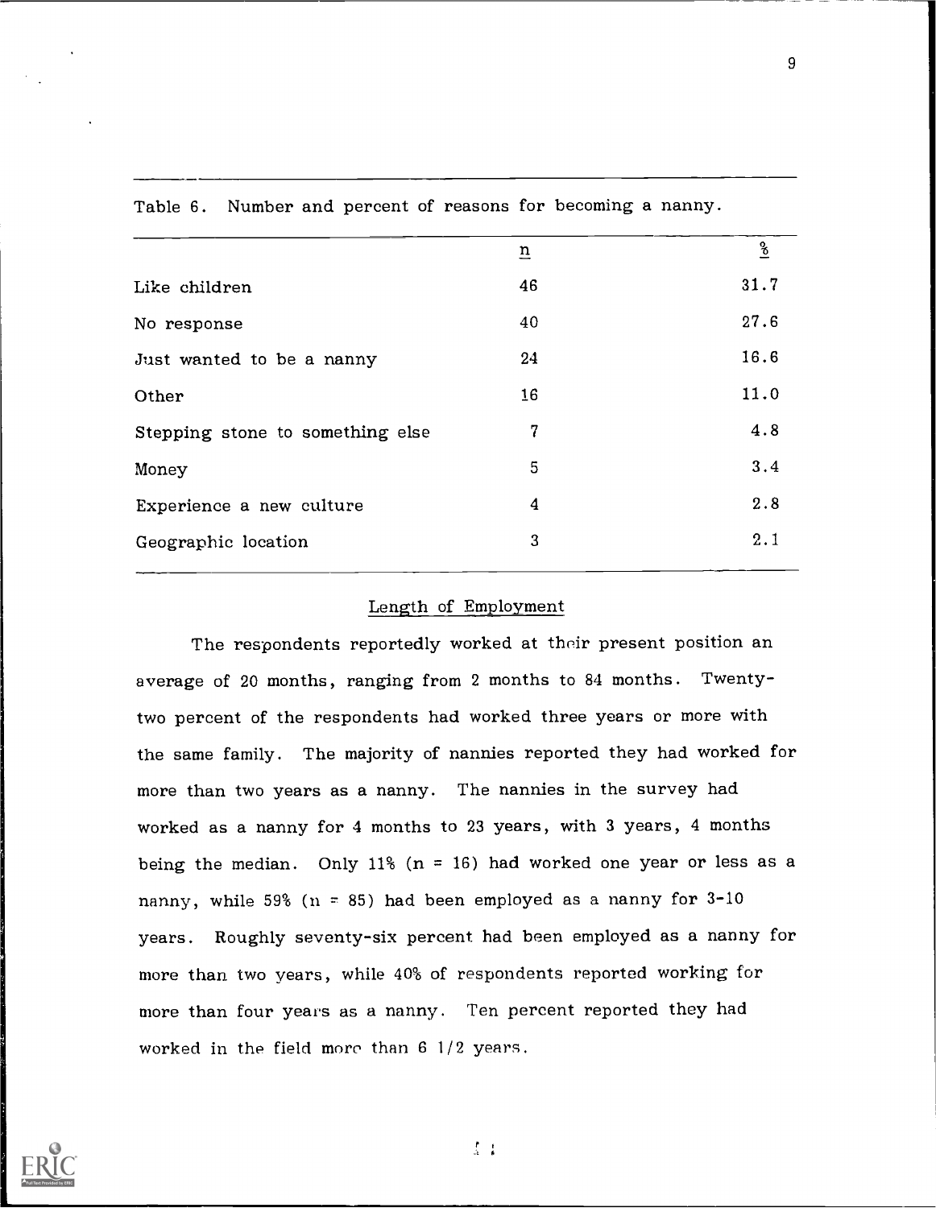Table 6. Number and percent of reasons for becoming a nanny.

| | n | % |
|---|---|---|
| Like children | 46 | 31.7 |
| No response | 40 | 27.6 |
| Just wanted to be a nanny | 24 | 16.6 |
| Other | 16 | 11.0 |
| Stepping stone to something else | 7 | 4.8 |
| Money | 5 | 3.4 |
| Experience a new culture | 4 | 2.8 |
| Geographic location | 3 | 2.1 |

## Length of Employment

The respondents reportedly worked at their present position an average of 20 months, ranging from 2 months to 84 months. Twenty-two percent of the respondents had worked three years or more with the same family. The majority of nannies reported they had worked for more than two years as a nanny. The nannies in the survey had worked as a nanny for 4 months to 23 years, with 3 years, 4 months being the median. Only 11% (n = 16) had worked one year or less as a nanny, while 59% (n = 85) had been employed as a nanny for 3-10 years. Roughly seventy-six percent had been employed as a nanny for more than two years, while 40% of respondents reported working for more than four years as a nanny. Ten percent reported they had worked in the field more than 6 1/2 years.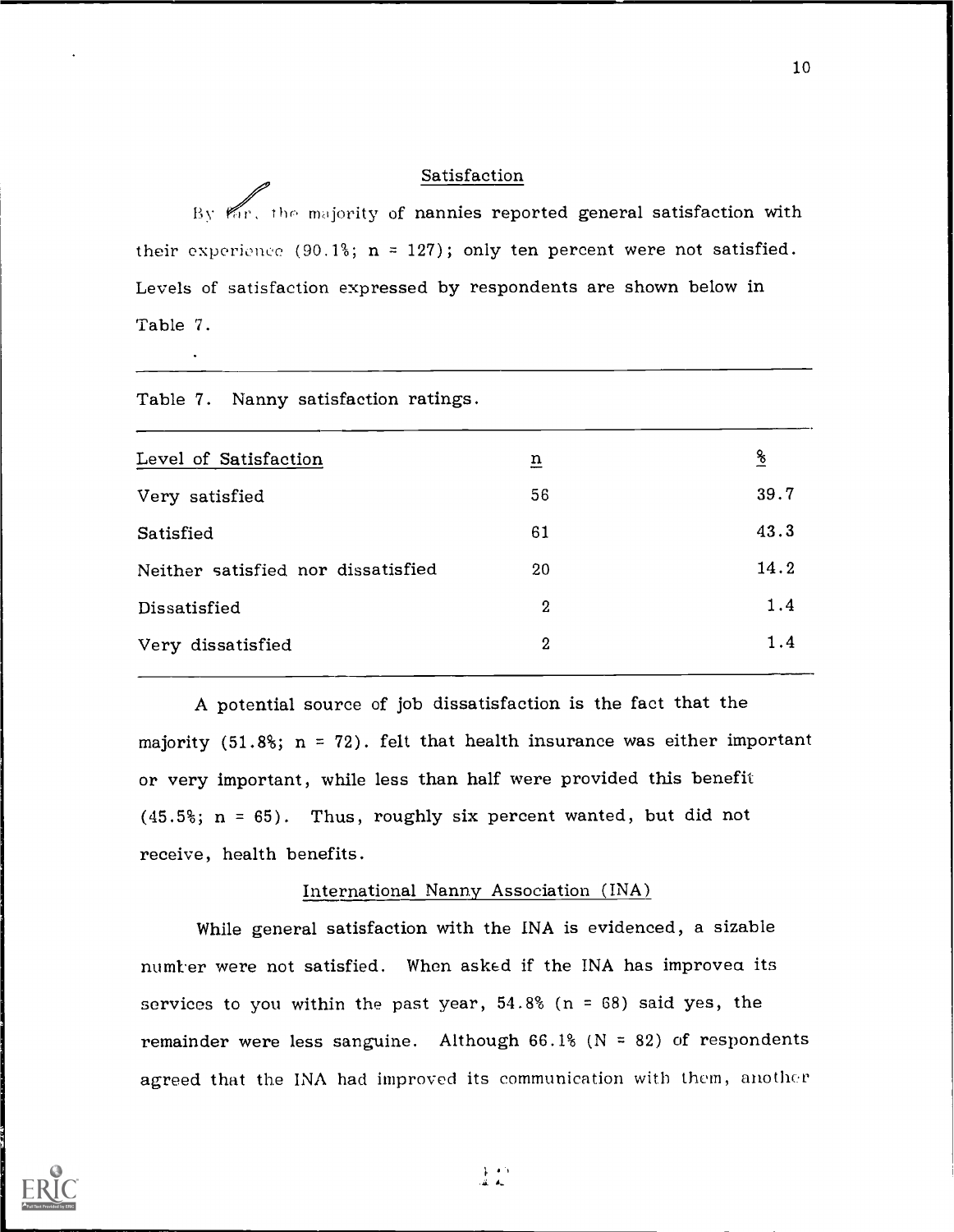## Satisfaction

By far, the majority of nannies reported general satisfaction with their experience (90.1%; n = 127); only ten percent were not satisfied. Levels of satisfaction expressed by respondents are shown below in Table 7.

Table 7. Nanny satisfaction ratings.

| Level of Satisfaction | n | % |
|---|---|---|
| Very satisfied | 56 | 39.7 |
| Satisfied | 61 | 43.3 |
| Neither satisfied nor dissatisfied | 20 | 14.2 |
| Dissatisfied | 2 | 1.4 |
| Very dissatisfied | 2 | 1.4 |

A potential source of job dissatisfaction is the fact that the majority (51.8%; n = 72). felt that health insurance was either important or very important, while less than half were provided this benefit (45.5%; n = 65). Thus, roughly six percent wanted, but did not receive, health benefits.

## International Nanny Association (INA)

While general satisfaction with the INA is evidenced, a sizable number were not satisfied. When asked if the INA has improved its services to you within the past year, 54.8% (n = 68) said yes, the remainder were less sanguine. Although 66.1% (N = 82) of respondents agreed that the INA had improved its communication with them, another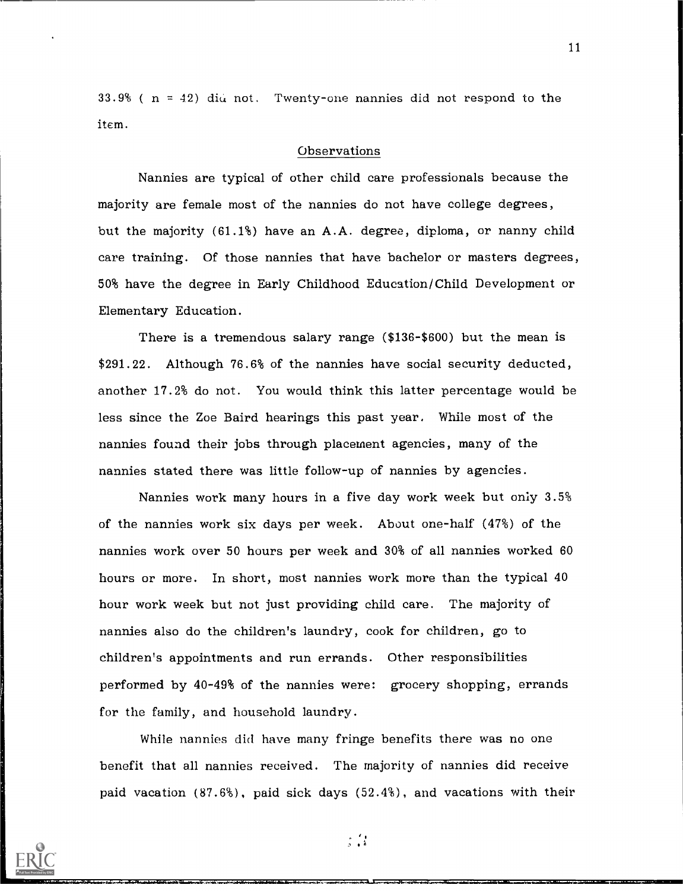33.9% ( n = 42) did not. Twenty-one nannies did not respond to the item.

## Observations

Nannies are typical of other child care professionals because the majority are female most of the nannies do not have college degrees, but the majority (61.1%) have an A.A. degree, diploma, or nanny child care training. Of those nannies that have bachelor or masters degrees, 50% have the degree in Early Childhood Education/Child Development or Elementary Education.

There is a tremendous salary range ($136-$600) but the mean is $291.22. Although 76.6% of the nannies have social security deducted, another 17.2% do not. You would think this latter percentage would be less since the Zoe Baird hearings this past year. While most of the nannies found their jobs through placement agencies, many of the nannies stated there was little follow-up of nannies by agencies.

Nannies work many hours in a five day work week but only 3.5% of the nannies work six days per week. About one-half (47%) of the nannies work over 50 hours per week and 30% of all nannies worked 60 hours or more. In short, most nannies work more than the typical 40 hour work week but not just providing child care. The majority of nannies also do the children's laundry, cook for children, go to children's appointments and run errands. Other responsibilities performed by 40-49% of the nannies were: grocery shopping, errands for the family, and household laundry.

While nannies did have many fringe benefits there was no one benefit that all nannies received. The majority of nannies did receive paid vacation (87.6%), paid sick days (52.4%), and vacations with their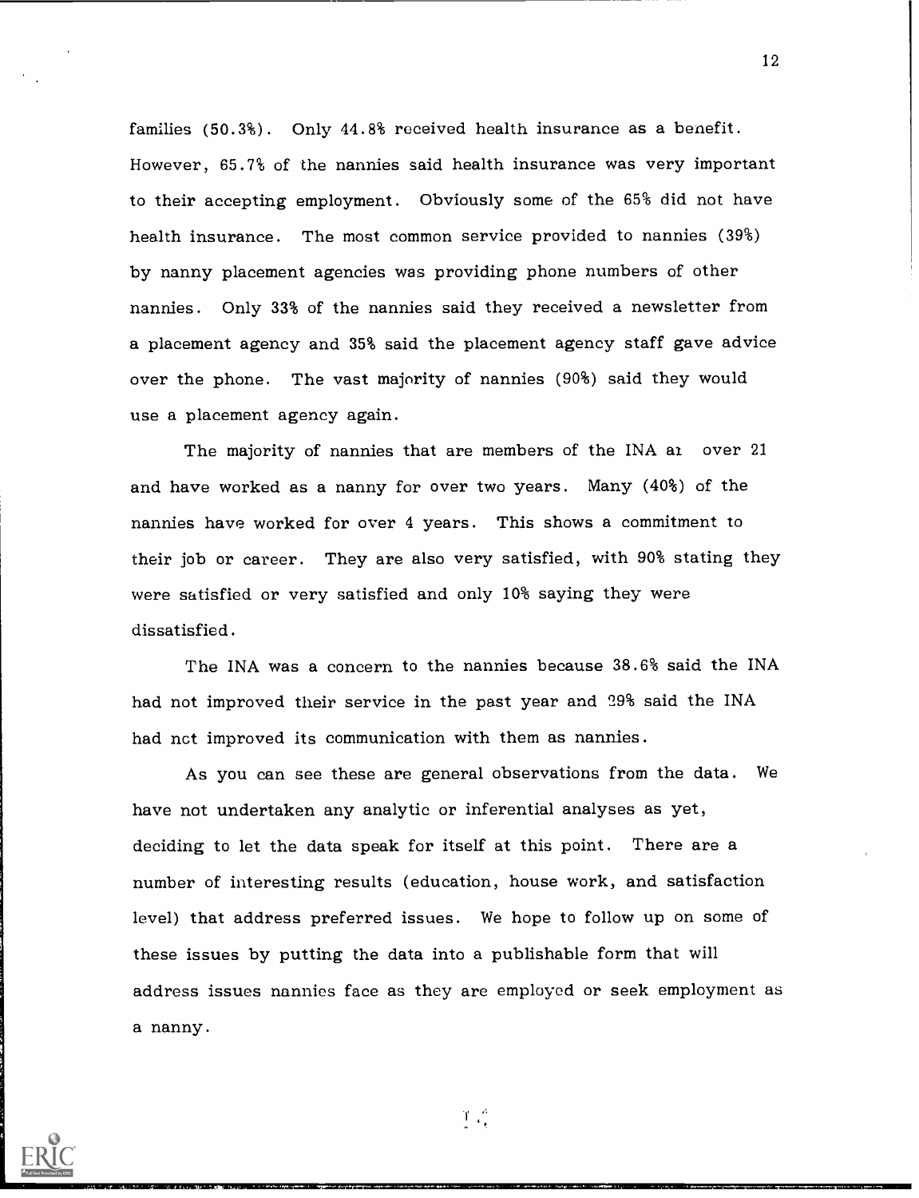families (50.3%). Only 44.8% received health insurance as a benefit. However, 65.7% of the nannies said health insurance was very important to their accepting employment. Obviously some of the 65% did not have health insurance. The most common service provided to nannies (39%) by nanny placement agencies was providing phone numbers of other nannies. Only 33% of the nannies said they received a newsletter from a placement agency and 35% said the placement agency staff gave advice over the phone. The vast majority of nannies (90%) said they would use a placement agency again.

The majority of nannies that are members of the INA ar over 21 and have worked as a nanny for over two years. Many (40%) of the nannies have worked for over 4 years. This shows a commitment to their job or career. They are also very satisfied, with 90% stating they were satisfied or very satisfied and only 10% saying they were dissatisfied.

The INA was a concern to the nannies because 38.6% said the INA had not improved their service in the past year and 29% said the INA had nct improved its communication with them as nannies.

As you can see these are general observations from the data. We have not undertaken any analytic or inferential analyses as yet, deciding to let the data speak for itself at this point. There are a number of interesting results (education, house work, and satisfaction level) that address preferred issues. We hope to follow up on some of these issues by putting the data into a publishable form that will address issues nannies face as they are employed or seek employment as a nanny.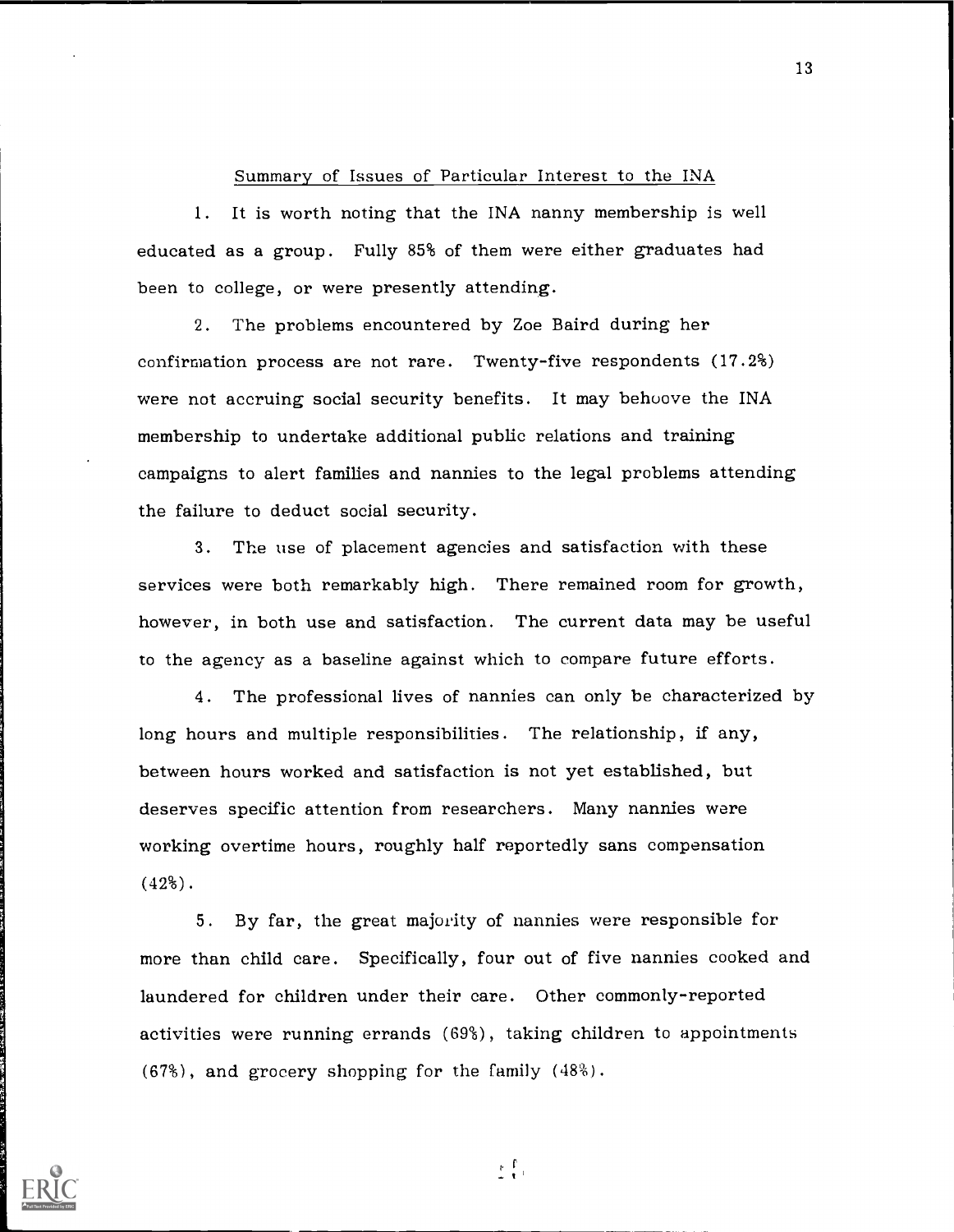Summary of Issues of Particular Interest to the INA

1. It is worth noting that the INA nanny membership is well educated as a group. Fully 85% of them were either graduates had been to college, or were presently attending.

2. The problems encountered by Zoe Baird during her confirmation process are not rare. Twenty-five respondents (17.2%) were not accruing social security benefits. It may behoove the INA membership to undertake additional public relations and training campaigns to alert families and nannies to the legal problems attending the failure to deduct social security.

3. The use of placement agencies and satisfaction with these services were both remarkably high. There remained room for growth, however, in both use and satisfaction. The current data may be useful to the agency as a baseline against which to compare future efforts.

4. The professional lives of nannies can only be characterized by long hours and multiple responsibilities. The relationship, if any, between hours worked and satisfaction is not yet established, but deserves specific attention from researchers. Many nannies were working overtime hours, roughly half reportedly sans compensation (42%).

5. By far, the great majority of nannies were responsible for more than child care. Specifically, four out of five nannies cooked and laundered for children under their care. Other commonly-reported activities were running errands (69%), taking children to appointments (67%), and grocery shopping for the family (48%).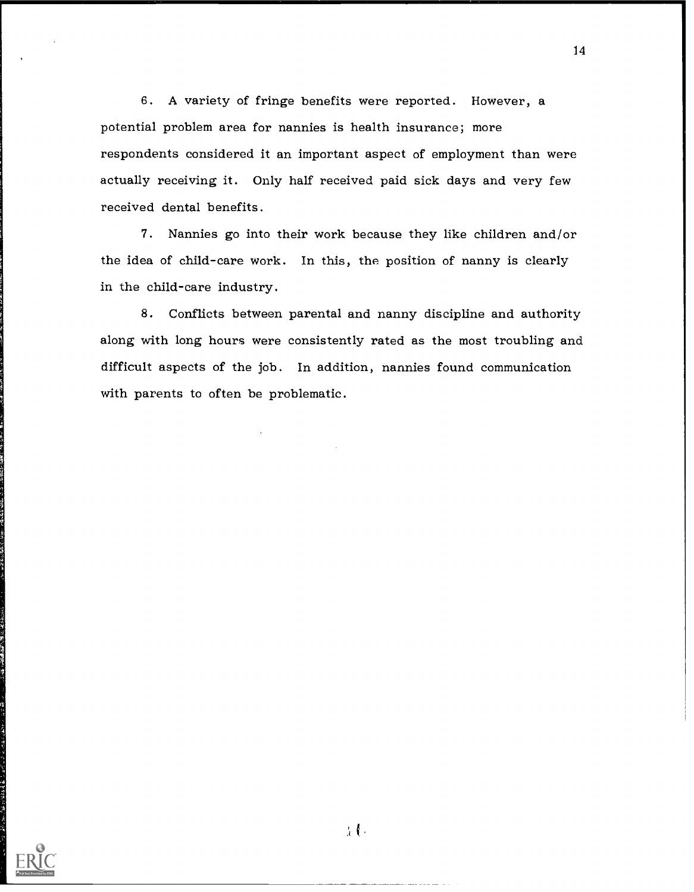6. A variety of fringe benefits were reported. However, a potential problem area for nannies is health insurance; more respondents considered it an important aspect of employment than were actually receiving it. Only half received paid sick days and very few received dental benefits.

7. Nannies go into their work because they like children and/or the idea of child-care work. In this, the position of nanny is clearly in the child-care industry.

8. Conflicts between parental and nanny discipline and authority along with long hours were consistently rated as the most troubling and difficult aspects of the job. In addition, nannies found communication with parents to often be problematic.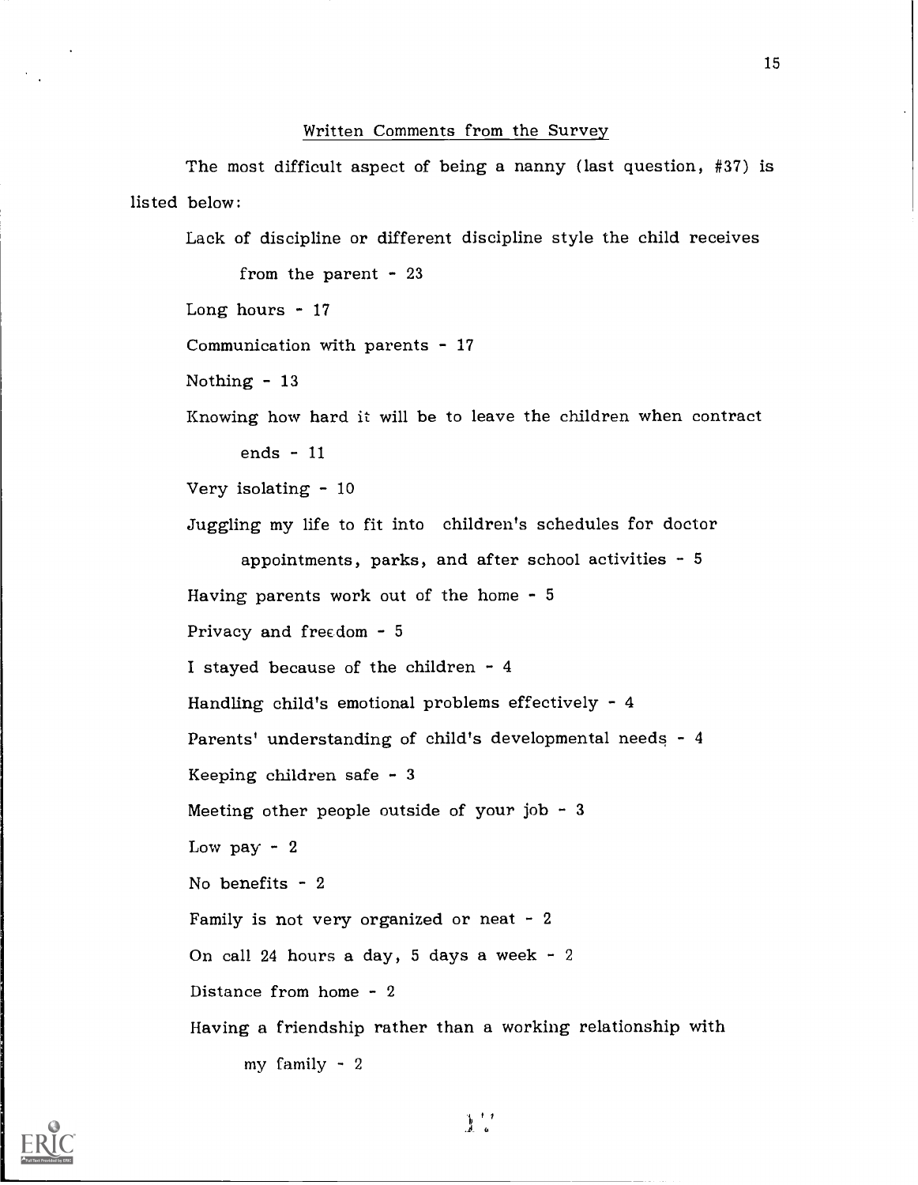## Written Comments from the Survey

The most difficult aspect of being a nanny (last question, #37) is listed below:

Lack of discipline or different discipline style the child receives from the parent - 23

Long hours - 17

Communication with parents - 17

Nothing - 13

Knowing how hard it will be to leave the children when contract ends - 11

Very isolating - 10

Juggling my life to fit into children's schedules for doctor appointments, parks, and after school activities - 5

Having parents work out of the home - 5

Privacy and freedom - 5

I stayed because of the children - 4

Handling child's emotional problems effectively - 4

Parents' understanding of child's developmental needs - 4

Keeping children safe - 3

Meeting other people outside of your job - 3

Low pay - 2

No benefits - 2

Family is not very organized or neat - 2

On call 24 hours a day, 5 days a week - 2

Distance from home - 2

Having a friendship rather than a working relationship with my family - 2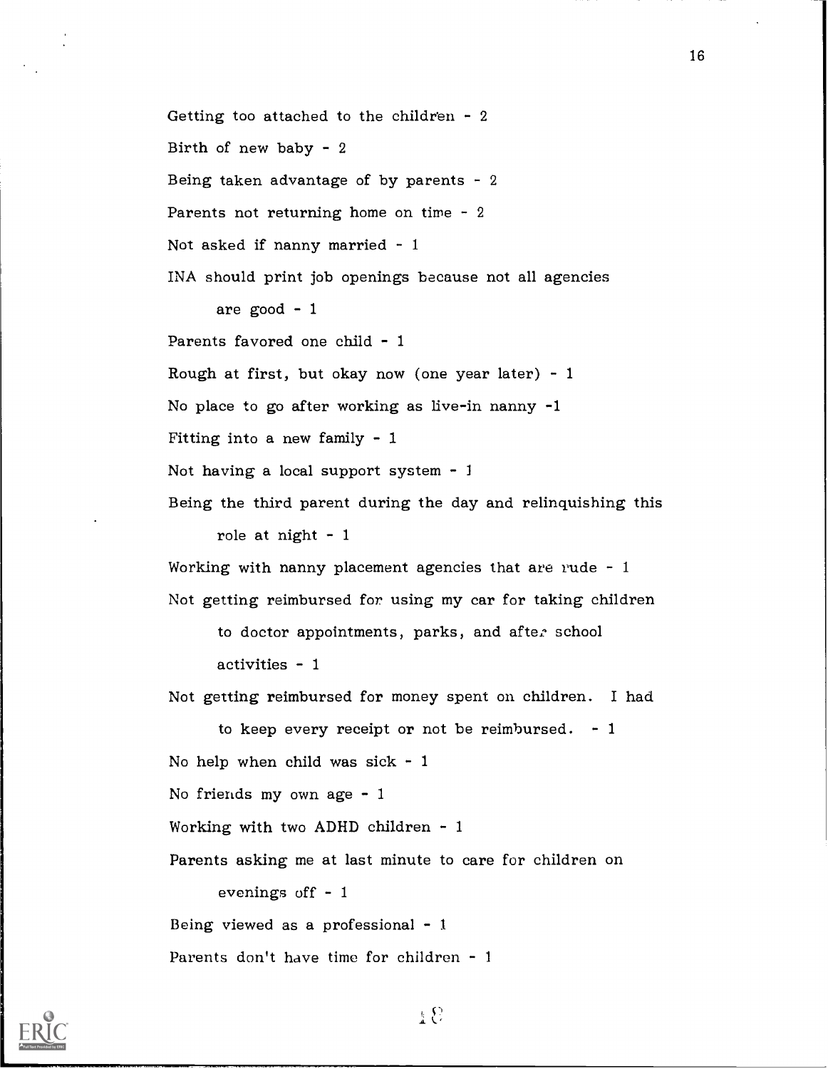Getting too attached to the children - 2

Birth of new baby - 2

Being taken advantage of by parents - 2

Parents not returning home on time - 2

Not asked if nanny married - 1

INA should print job openings because not all agencies are good - 1

Parents favored one child - 1

Rough at first, but okay now (one year later) - 1

No place to go after working as live-in nanny -1

Fitting into a new family - 1

Not having a local support system - 1

Being the third parent during the day and relinquishing this role at night - 1

Working with nanny placement agencies that are rude - 1

Not getting reimbursed for using my car for taking children to doctor appointments, parks, and after school activities - 1

Not getting reimbursed for money spent on children. I had to keep every receipt or not be reimbursed. - 1

No help when child was sick - 1

No friends my own age - 1

Working with two ADHD children - 1

Parents asking me at last minute to care for children on evenings off - 1

Being viewed as a professional - 1

Parents don't have time for children - 1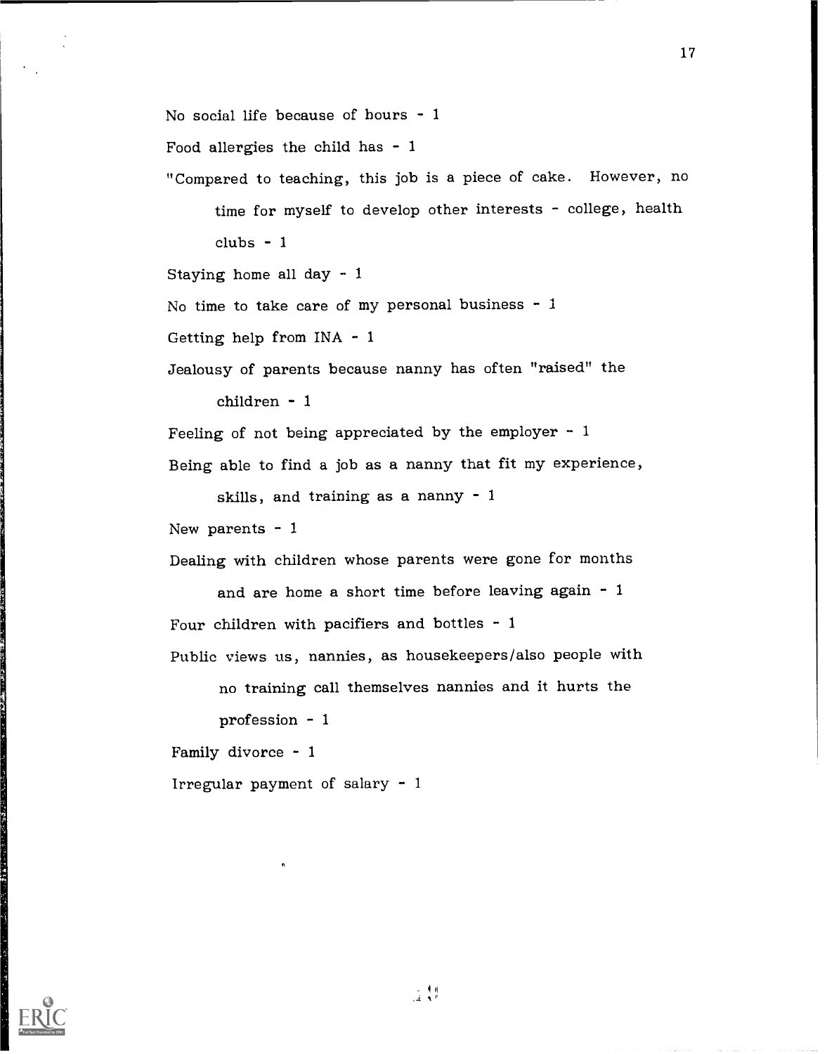No social life because of hours - 1

Food allergies the child has - 1

"Compared to teaching, this job is a piece of cake. However, no time for myself to develop other interests - college, health clubs - 1

Staying home all day - 1

No time to take care of my personal business - 1

Getting help from INA - 1

Jealousy of parents because nanny has often "raised" the children - 1

Feeling of not being appreciated by the employer - 1

Being able to find a job as a nanny that fit my experience, skills, and training as a nanny - 1

New parents - 1

Dealing with children whose parents were gone for months and are home a short time before leaving again - 1

Four children with pacifiers and bottles - 1

Public views us, nannies, as housekeepers/also people with no training call themselves nannies and it hurts the profession - 1

Family divorce - 1

Irregular payment of salary - 1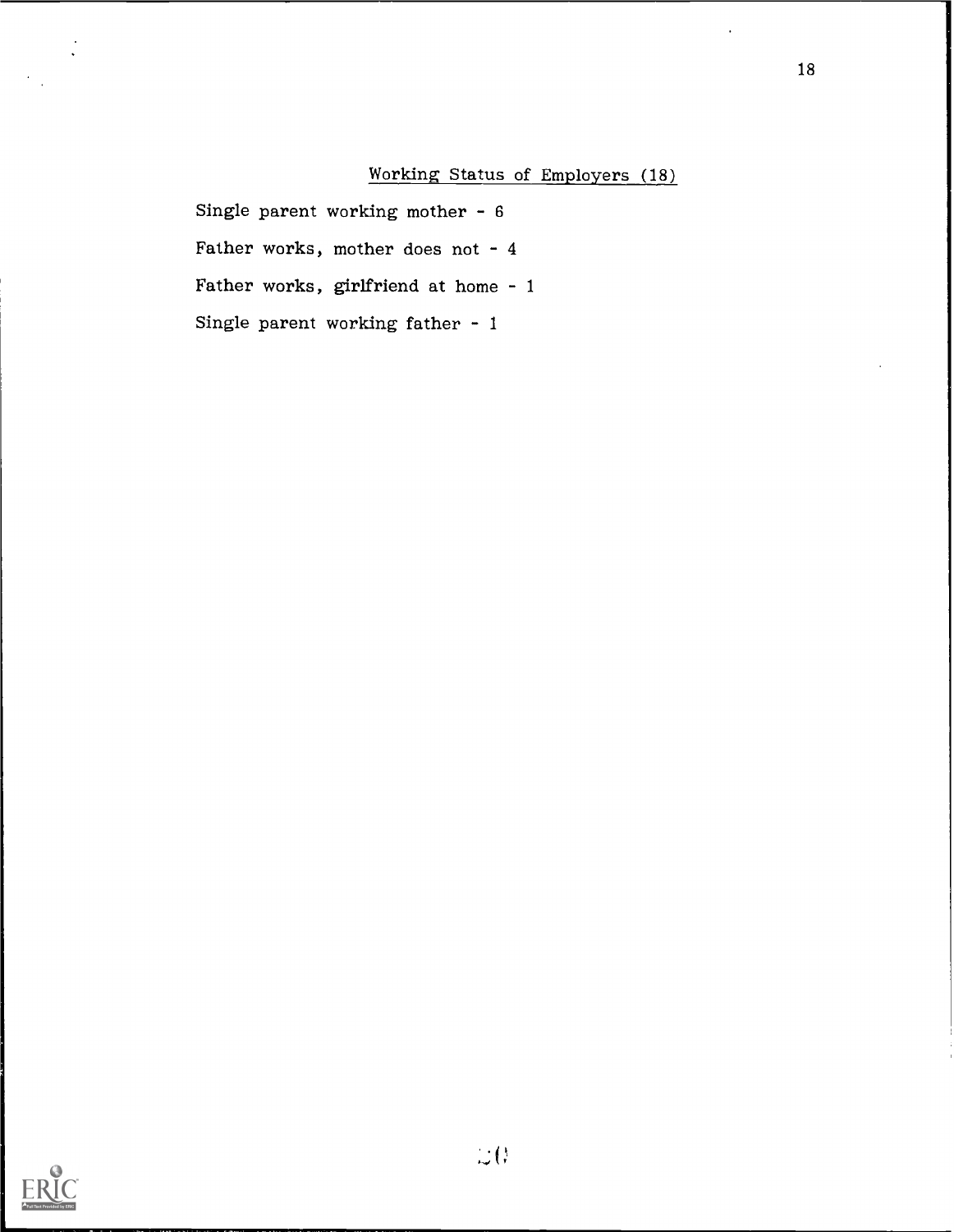## Working Status of Employers (18)

Single parent working mother - 6

Father works, mother does not - 4

Father works, girlfriend at home - 1

Single parent working father - 1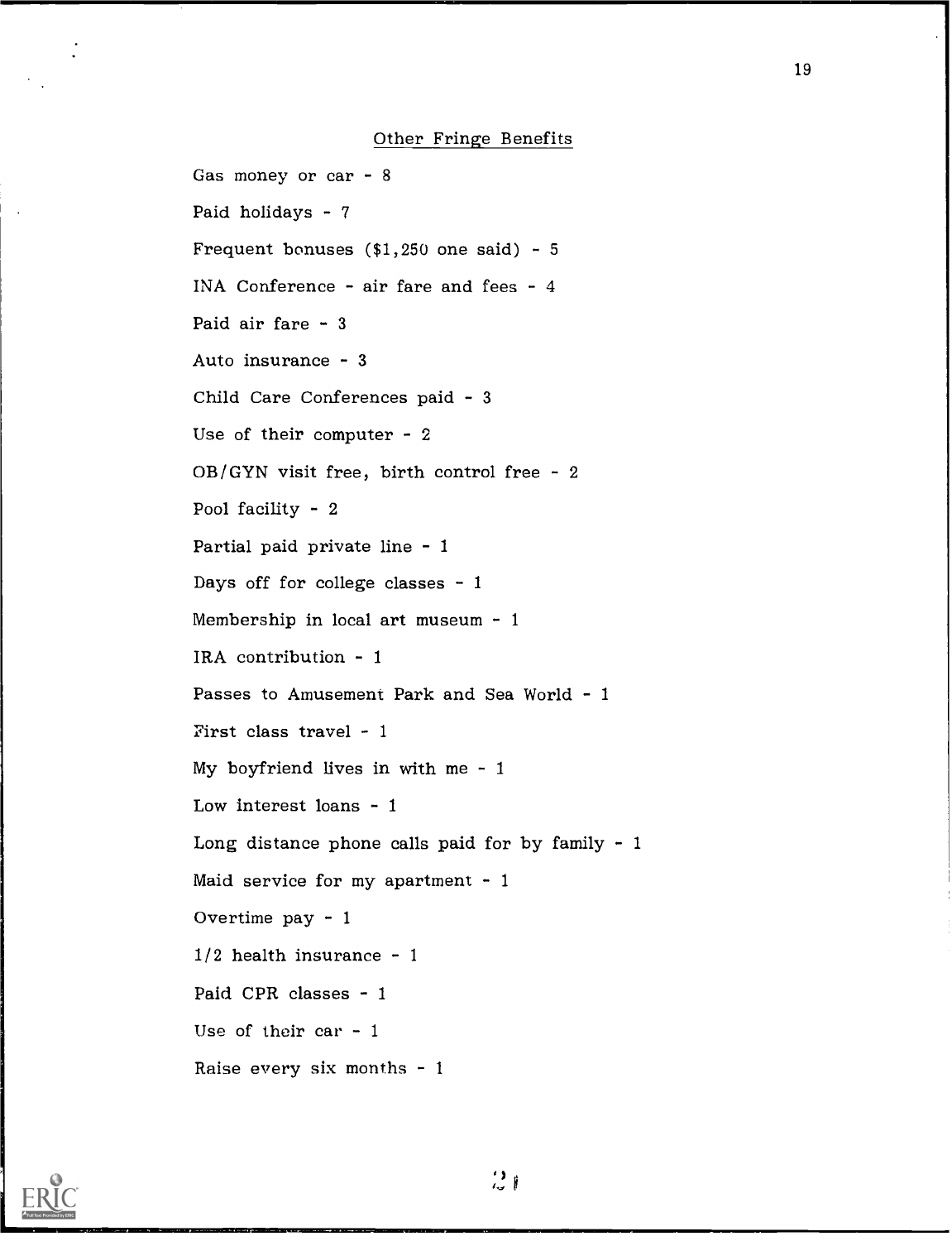## Other Fringe Benefits

Gas money or car - 8

Paid holidays - 7

Frequent bonuses ($1,250 one said) - 5

INA Conference - air fare and fees - 4

Paid air fare - 3

Auto insurance - 3

Child Care Conferences paid - 3

Use of their computer - 2

OB/GYN visit free, birth control free - 2

Pool facility - 2

Partial paid private line - 1

Days off for college classes - 1

Membership in local art museum - 1

IRA contribution - 1

Passes to Amusement Park and Sea World - 1

First class travel - 1

My boyfriend lives in with me - 1

Low interest loans - 1

Long distance phone calls paid for by family - 1

Maid service for my apartment - 1

Overtime pay - 1

1/2 health insurance - 1

Paid CPR classes - 1

Use of their car - 1

Raise every six months - 1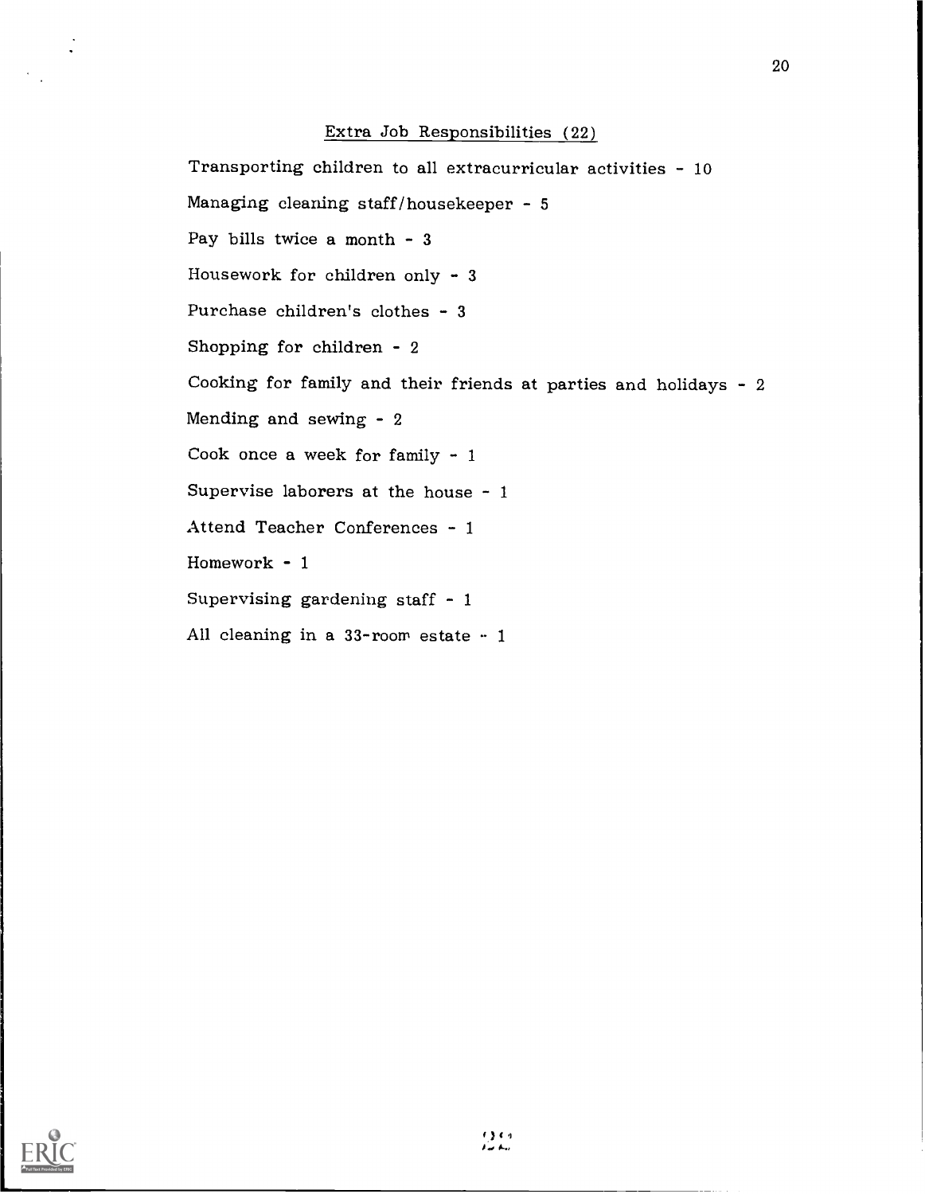## Extra Job Responsibilities (22)

Transporting children to all extracurricular activities - 10

Managing cleaning staff/housekeeper - 5

Pay bills twice a month - 3

Housework for children only - 3

Purchase children's clothes - 3

Shopping for children - 2

Cooking for family and their friends at parties and holidays - 2

Mending and sewing - 2

Cook once a week for family - 1

Supervise laborers at the house - 1

Attend Teacher Conferences - 1

Homework - 1

Supervising gardening staff - 1

All cleaning in a 33-room estate - 1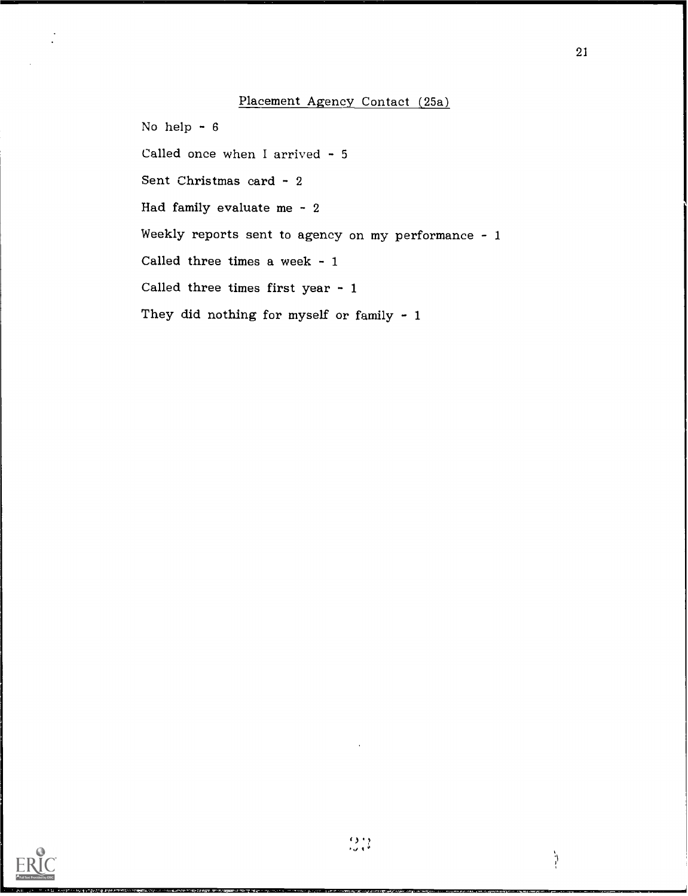## Placement Agency Contact (25a)

No help - 6

Called once when I arrived - 5

Sent Christmas card - 2

Had family evaluate me - 2

Weekly reports sent to agency on my performance - 1

Called three times a week - 1

Called three times first year - 1

They did nothing for myself or family - 1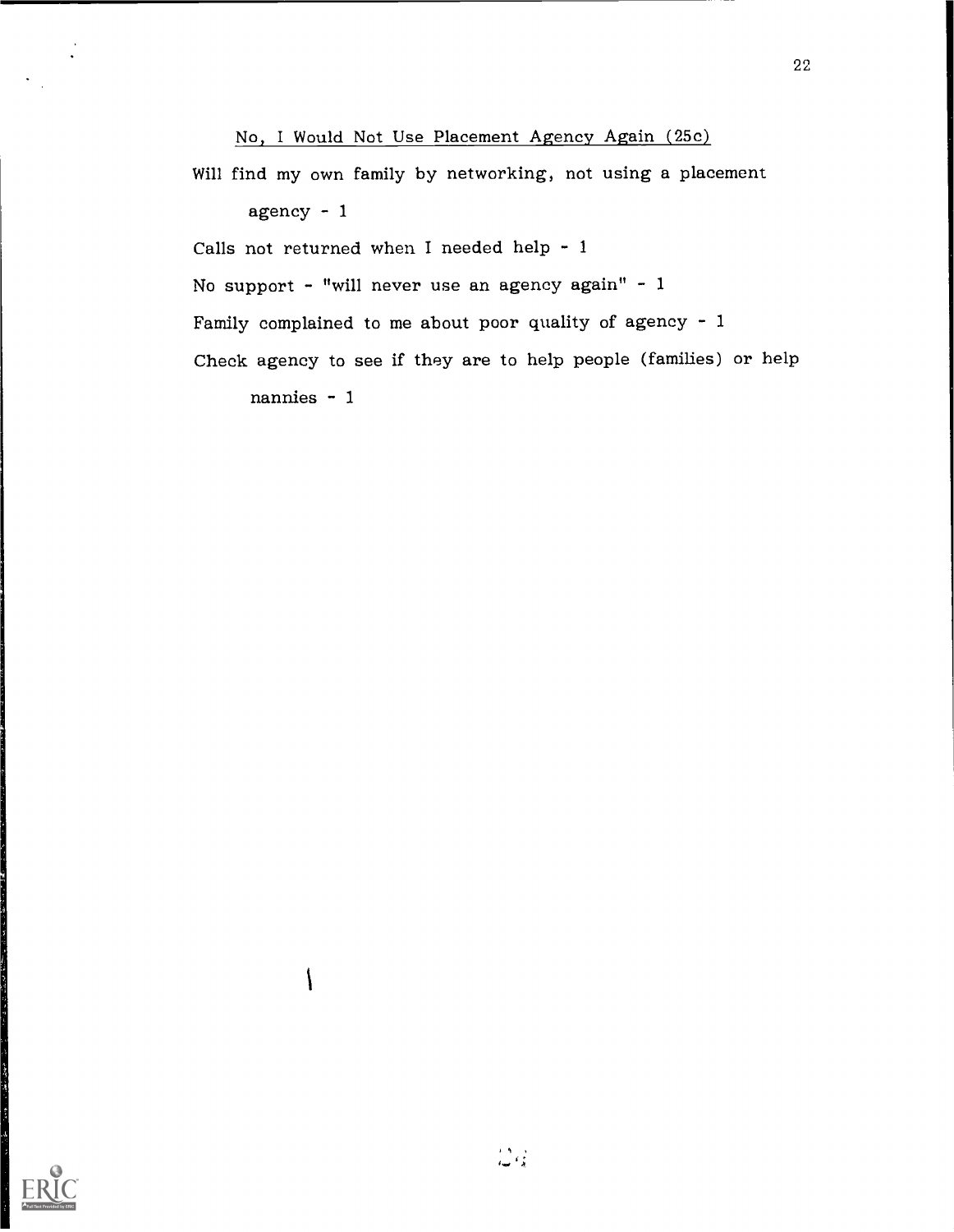<u>No, I Would Not Use Placement Agency Again (25c)</u>

Will find my own family by networking, not using a placement agency - 1

Calls not returned when I needed help - 1

No support - "will never use an agency again" - 1

Family complained to me about poor quality of agency - 1

Check agency to see if they are to help people (families) or help nannies - 1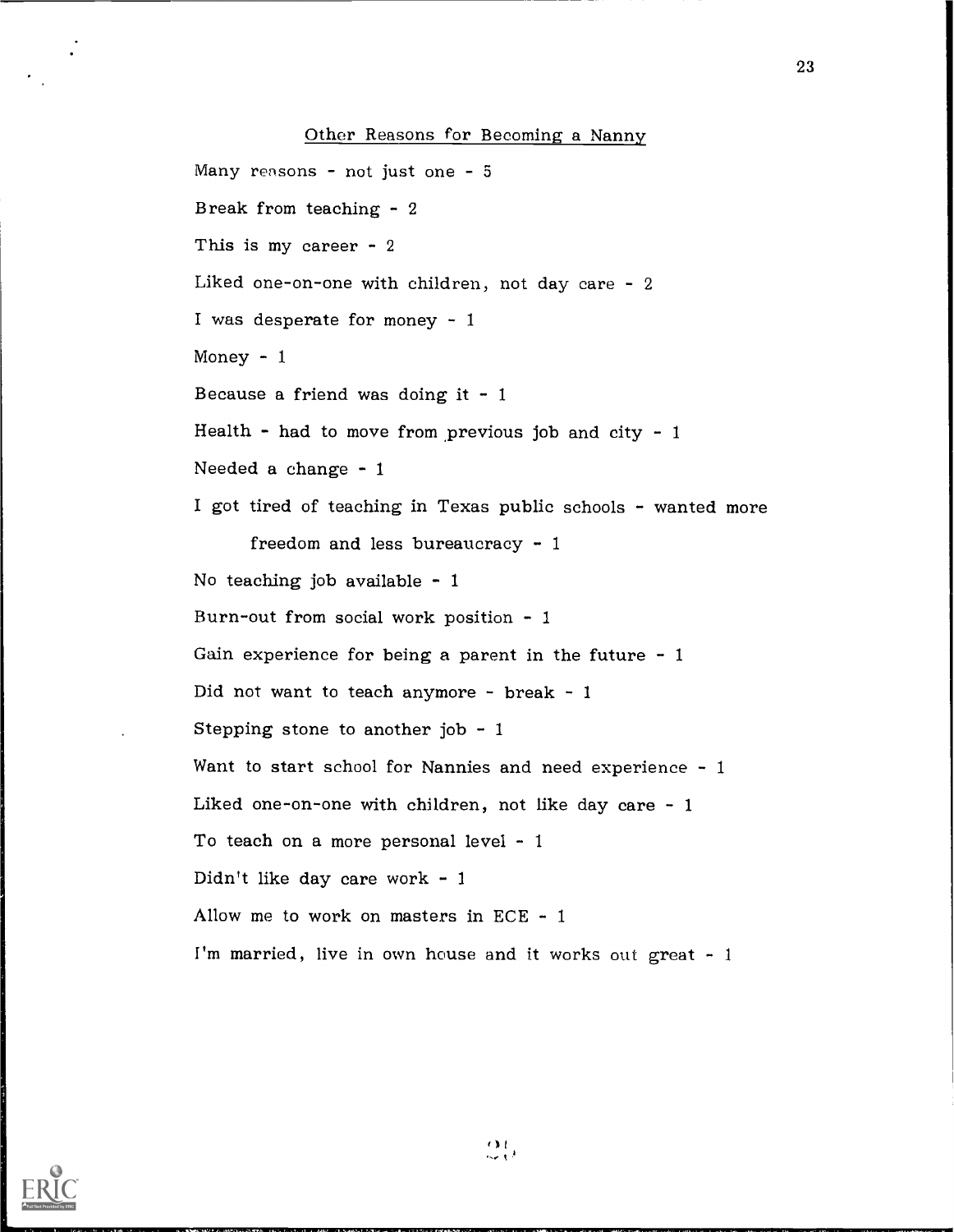## Other Reasons for Becoming a Nanny

Many reasons - not just one - 5

Break from teaching - 2

This is my career - 2

Liked one-on-one with children, not day care - 2

I was desperate for money - 1

Money - 1

Because a friend was doing it - 1

Health - had to move from previous job and city - 1

Needed a change - 1

I got tired of teaching in Texas public schools - wanted more freedom and less bureaucracy - 1

No teaching job available - 1

Burn-out from social work position - 1

Gain experience for being a parent in the future - 1

Did not want to teach anymore - break - 1

Stepping stone to another job - 1

Want to start school for Nannies and need experience - 1

Liked one-on-one with children, not like day care - 1

To teach on a more personal level - 1

Didn't like day care work - 1

Allow me to work on masters in ECE - 1

I'm married, live in own house and it works out great - 1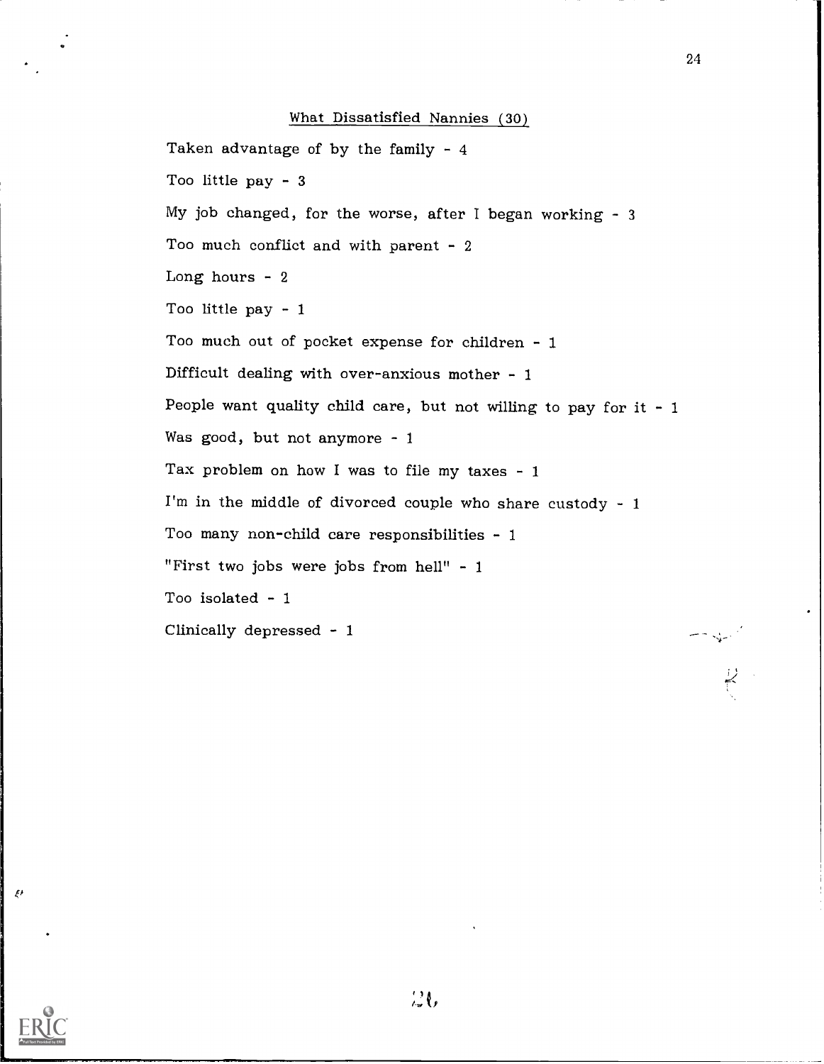## What Dissatisfied Nannies (30)

Taken advantage of by the family - 4

Too little pay - 3

My job changed, for the worse, after I began working - 3

Too much conflict and with parent - 2

Long hours - 2

Too little pay - 1

Too much out of pocket expense for children - 1

Difficult dealing with over-anxious mother - 1

People want quality child care, but not willing to pay for it - 1

Was good, but not anymore - 1

Tax problem on how I was to file my taxes - 1

I'm in the middle of divorced couple who share custody - 1

Too many non-child care responsibilities - 1

"First two jobs were jobs from hell" - 1

Too isolated - 1

Clinically depressed - 1